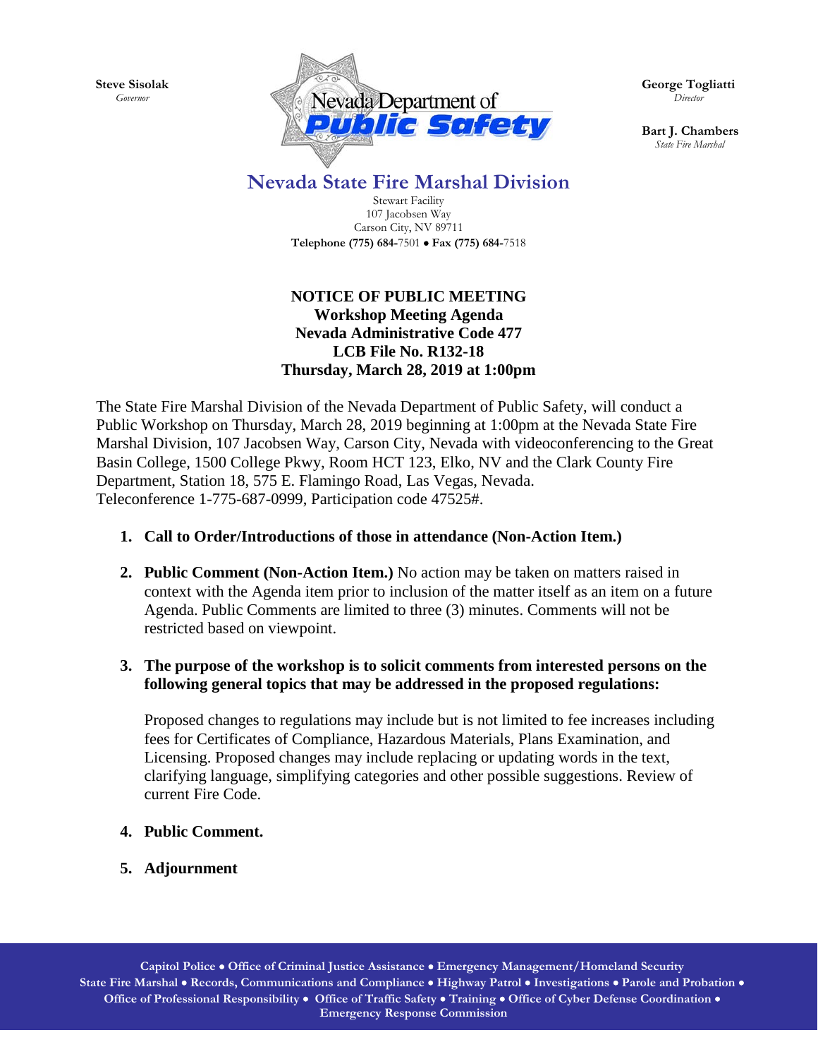**Steve Sisolak**
*Governor*

**George Togliatti**
*Director*

**Bart J. Chambers**
*State Fire Marshal*

Nevada Department of Public Safety

## Nevada State Fire Marshal Division

Stewart Facility
107 Jacobsen Way
Carson City, NV 89711
**Telephone (775) 684-**7501 • **Fax (775) 684-**7518

**NOTICE OF PUBLIC MEETING**
**Workshop Meeting Agenda**
**Nevada Administrative Code 477**
**LCB File No. R132-18**
**Thursday, March 28, 2019 at 1:00pm**

The State Fire Marshal Division of the Nevada Department of Public Safety, will conduct a Public Workshop on Thursday, March 28, 2019 beginning at 1:00pm at the Nevada State Fire Marshal Division, 107 Jacobsen Way, Carson City, Nevada with videoconferencing to the Great Basin College, 1500 College Pkwy, Room HCT 123, Elko, NV and the Clark County Fire Department, Station 18, 575 E. Flamingo Road, Las Vegas, Nevada.
Teleconference 1-775-687-0999, Participation code 47525#.

1. **Call to Order/Introductions of those in attendance (Non-Action Item.)**

2. **Public Comment (Non-Action Item.)** No action may be taken on matters raised in context with the Agenda item prior to inclusion of the matter itself as an item on a future Agenda. Public Comments are limited to three (3) minutes. Comments will not be restricted based on viewpoint.

3. **The purpose of the workshop is to solicit comments from interested persons on the following general topics that may be addressed in the proposed regulations:**

   Proposed changes to regulations may include but is not limited to fee increases including fees for Certificates of Compliance, Hazardous Materials, Plans Examination, and Licensing. Proposed changes may include replacing or updating words in the text, clarifying language, simplifying categories and other possible suggestions. Review of current Fire Code.

4. **Public Comment.**

5. **Adjournment**

**Capitol Police • Office of Criminal Justice Assistance • Emergency Management/Homeland Security**
**State Fire Marshal • Records, Communications and Compliance • Highway Patrol • Investigations • Parole and Probation •**
**Office of Professional Responsibility • Office of Traffic Safety • Training • Office of Cyber Defense Coordination •**
**Emergency Response Commission**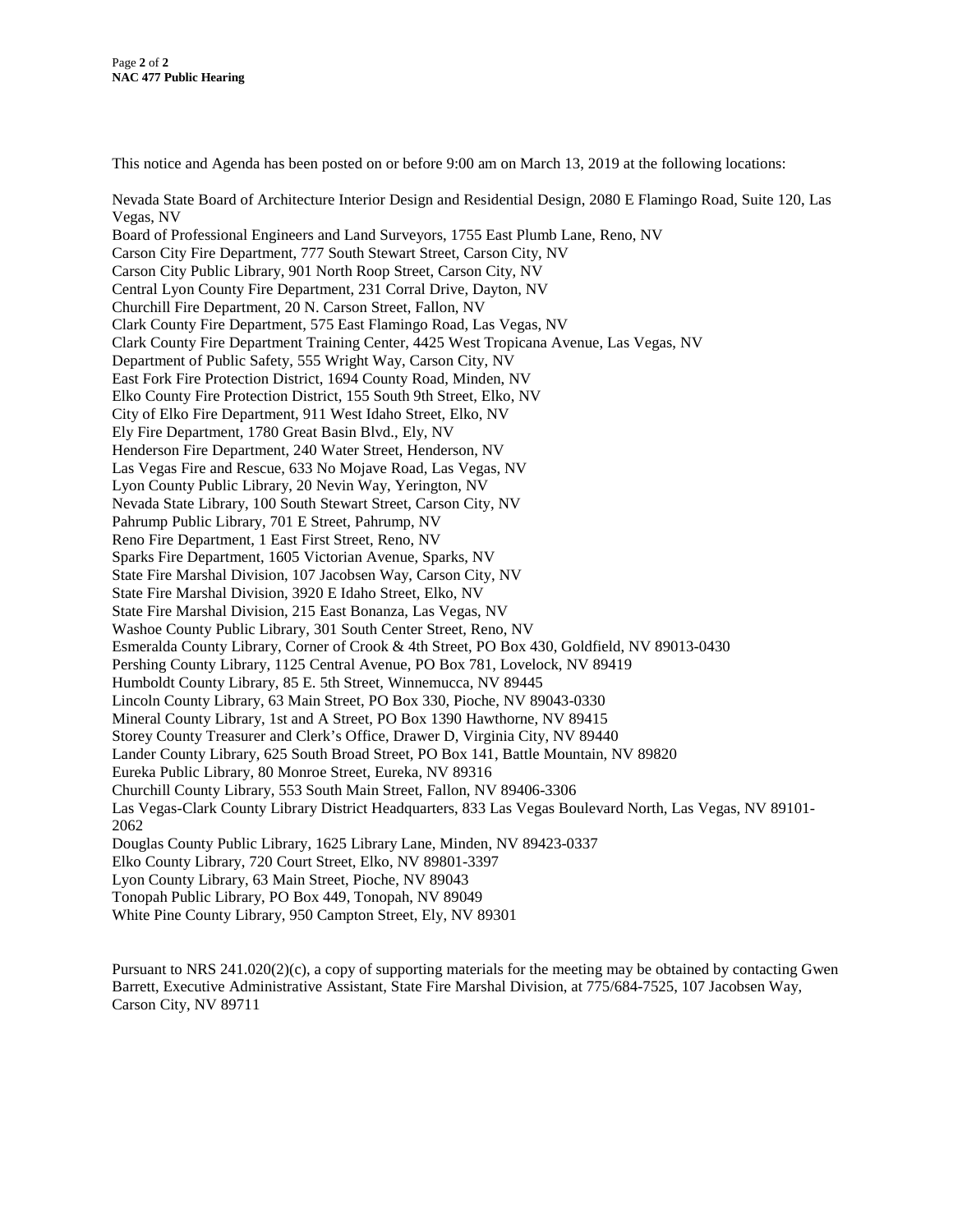This notice and Agenda has been posted on or before 9:00 am on March 13, 2019 at the following locations:

Nevada State Board of Architecture Interior Design and Residential Design, 2080 E Flamingo Road, Suite 120, Las Vegas, NV
Board of Professional Engineers and Land Surveyors, 1755 East Plumb Lane, Reno, NV
Carson City Fire Department, 777 South Stewart Street, Carson City, NV
Carson City Public Library, 901 North Roop Street, Carson City, NV
Central Lyon County Fire Department, 231 Corral Drive, Dayton, NV
Churchill Fire Department, 20 N. Carson Street, Fallon, NV
Clark County Fire Department, 575 East Flamingo Road, Las Vegas, NV
Clark County Fire Department Training Center, 4425 West Tropicana Avenue, Las Vegas, NV
Department of Public Safety, 555 Wright Way, Carson City, NV
East Fork Fire Protection District, 1694 County Road, Minden, NV
Elko County Fire Protection District, 155 South 9th Street, Elko, NV
City of Elko Fire Department, 911 West Idaho Street, Elko, NV
Ely Fire Department, 1780 Great Basin Blvd., Ely, NV
Henderson Fire Department, 240 Water Street, Henderson, NV
Las Vegas Fire and Rescue, 633 No Mojave Road, Las Vegas, NV
Lyon County Public Library, 20 Nevin Way, Yerington, NV
Nevada State Library, 100 South Stewart Street, Carson City, NV
Pahrump Public Library, 701 E Street, Pahrump, NV
Reno Fire Department, 1 East First Street, Reno, NV
Sparks Fire Department, 1605 Victorian Avenue, Sparks, NV
State Fire Marshal Division, 107 Jacobsen Way, Carson City, NV
State Fire Marshal Division, 3920 E Idaho Street, Elko, NV
State Fire Marshal Division, 215 East Bonanza, Las Vegas, NV
Washoe County Public Library, 301 South Center Street, Reno, NV
Esmeralda County Library, Corner of Crook & 4th Street, PO Box 430, Goldfield, NV 89013-0430
Pershing County Library, 1125 Central Avenue, PO Box 781, Lovelock, NV 89419
Humboldt County Library, 85 E. 5th Street, Winnemucca, NV 89445
Lincoln County Library, 63 Main Street, PO Box 330, Pioche, NV 89043-0330
Mineral County Library, 1st and A Street, PO Box 1390 Hawthorne, NV 89415
Storey County Treasurer and Clerk's Office, Drawer D, Virginia City, NV 89440
Lander County Library, 625 South Broad Street, PO Box 141, Battle Mountain, NV 89820
Eureka Public Library, 80 Monroe Street, Eureka, NV 89316
Churchill County Library, 553 South Main Street, Fallon, NV 89406-3306
Las Vegas-Clark County Library District Headquarters, 833 Las Vegas Boulevard North, Las Vegas, NV 89101-2062
Douglas County Public Library, 1625 Library Lane, Minden, NV 89423-0337
Elko County Library, 720 Court Street, Elko, NV 89801-3397
Lyon County Library, 63 Main Street, Pioche, NV 89043
Tonopah Public Library, PO Box 449, Tonopah, NV 89049
White Pine County Library, 950 Campton Street, Ely, NV 89301

Pursuant to NRS 241.020(2)(c), a copy of supporting materials for the meeting may be obtained by contacting Gwen Barrett, Executive Administrative Assistant, State Fire Marshal Division, at 775/684-7525, 107 Jacobsen Way, Carson City, NV 89711